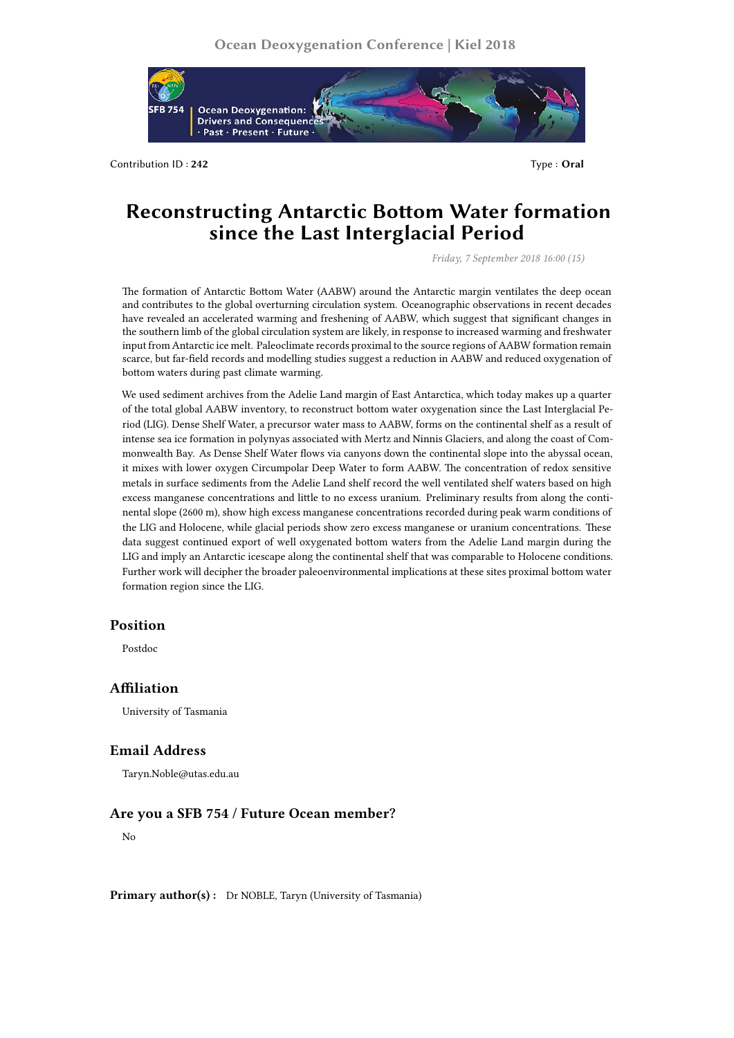Contribution ID : **242**

Type : **Oral**

# Reconstructing Antarctic Bottom Water formation since the Last Interglacial Period

*Friday, 7 September 2018 16:00 (15)*

The formation of Antarctic Bottom Water (AABW) around the Antarctic margin ventilates the deep ocean and contributes to the global overturning circulation system. Oceanographic observations in recent decades have revealed an accelerated warming and freshening of AABW, which suggest that significant changes in the southern limb of the global circulation system are likely, in response to increased warming and freshwater input from Antarctic ice melt. Paleoclimate records proximal to the source regions of AABW formation remain scarce, but far-field records and modelling studies suggest a reduction in AABW and reduced oxygenation of bottom waters during past climate warming.

We used sediment archives from the Adelie Land margin of East Antarctica, which today makes up a quarter of the total global AABW inventory, to reconstruct bottom water oxygenation since the Last Interglacial Period (LIG). Dense Shelf Water, a precursor water mass to AABW, forms on the continental shelf as a result of intense sea ice formation in polynyas associated with Mertz and Ninnis Glaciers, and along the coast of Commonwealth Bay. As Dense Shelf Water flows via canyons down the continental slope into the abyssal ocean, it mixes with lower oxygen Circumpolar Deep Water to form AABW. The concentration of redox sensitive metals in surface sediments from the Adelie Land shelf record the well ventilated shelf waters based on high excess manganese concentrations and little to no excess uranium. Preliminary results from along the continental slope (2600 m), show high excess manganese concentrations recorded during peak warm conditions of the LIG and Holocene, while glacial periods show zero excess manganese or uranium concentrations. These data suggest continued export of well oxygenated bottom waters from the Adelie Land margin during the LIG and imply an Antarctic icescape along the continental shelf that was comparable to Holocene conditions. Further work will decipher the broader paleoenvironmental implications at these sites proximal bottom water formation region since the LIG.

## Position

Postdoc

## Affiliation

University of Tasmania

## Email Address

Taryn.Noble@utas.edu.au

## Are you a SFB 754 / Future Ocean member?

No

**Primary author(s) :** Dr NOBLE, Taryn (University of Tasmania)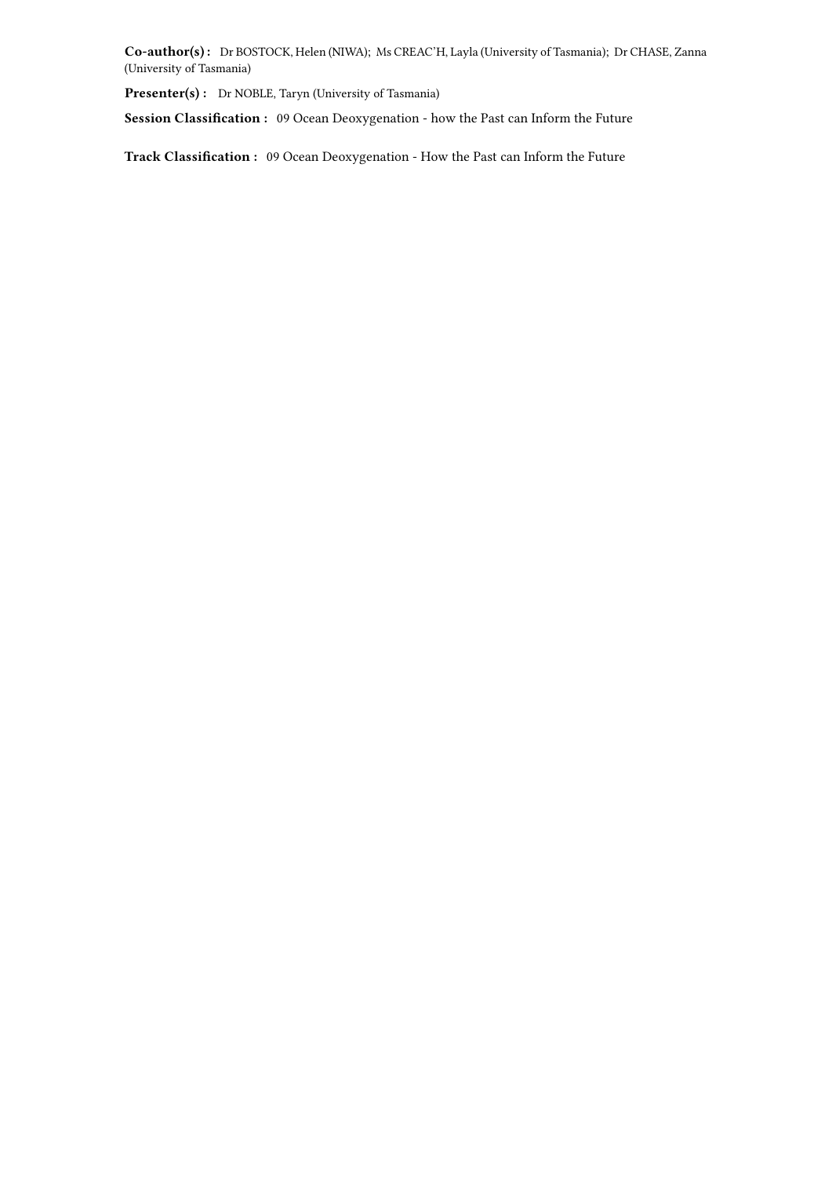**Co-author(s) :** Dr BOSTOCK, Helen (NIWA); Ms CREAC'H, Layla (University of Tasmania); Dr CHASE, Zanna (University of Tasmania)

**Presenter(s) :** Dr NOBLE, Taryn (University of Tasmania)

**Session Classification :** 09 Ocean Deoxygenation - how the Past can Inform the Future

**Track Classification :** 09 Ocean Deoxygenation - How the Past can Inform the Future